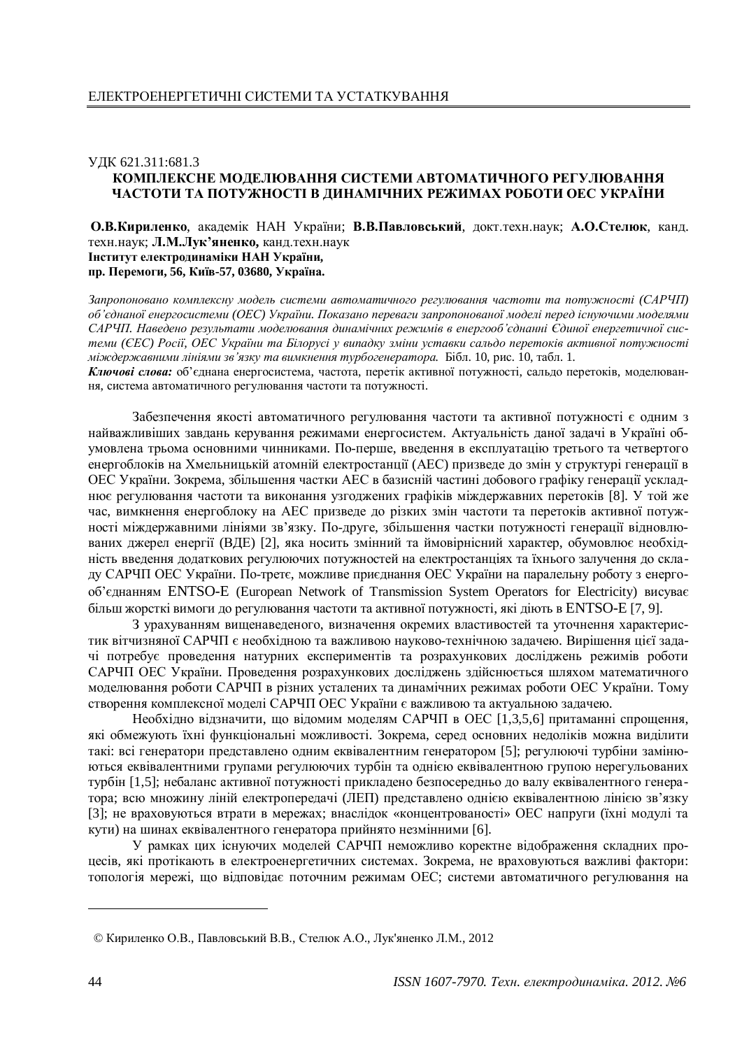УДК 621.311:681.3

# КОМПЛЕКСНЕ МОДЕЛЮВАННЯ СИСТЕМИ АВТОМАТИЧНОГО РЕГУЛЮВАННЯ ЧАСТОТИ ТА ПОТУЖНОСТІ В ДИНАМІЧНИХ РЕЖИМАХ РОБОТИ ОЕС УКРАЇНИ

**О.В.Кириленко**, академік НАН України; **В.В.Павловський**, докт.техн.наук; **А.О.Стелюк**, канд. техн.наук; **Л.М.Лук'яненко,** канд.техн.наук
**Інститут електродинаміки НАН України,**
**пр. Перемоги, 56, Київ-57, 03680, Україна.**

*Запропоновано комплексну модель системи автоматичного регулювання частоти та потужності (САРЧП) об'єднаної енергосистеми (ОЕС) України. Показано переваги запропонованої моделі перед існуючими моделями САРЧП. Наведено результати моделювання динамічних режимів в енергооб'єднанні Єдиної енергетичної системи (ЄЕС) Росії, ОЕС України та Білорусі у випадку зміни уставки сальдо перетоків активної потужності міждержавними лініями зв'язку та вимкнення турбогенератора.* Бібл. 10, рис. 10, табл. 1.

***Ключові слова:*** об'єднана енергосистема, частота, перетік активної потужності, сальдо перетоків, моделювання, система автоматичного регулювання частоти та потужності.

Забезпечення якості автоматичного регулювання частоти та активної потужності є одним з найважливіших завдань керування режимами енергосистем. Актуальність даної задачі в Україні обумовлена трьома основними чинниками. По-перше, введення в експлуатацію третього та четвертого енергоблоків на Хмельницькій атомній електростанції (АЕС) призведе до змін у структурі генерації в ОЕС України. Зокрема, збільшення частки АЕС в базисній частині добового графіку генерації ускладнює регулювання частоти та виконання узгоджених графіків міждержавних перетоків [8]. У той же час, вимкнення енергоблоку на АЕС призведе до різких змін частоти та перетоків активної потужності міждержавними лініями зв'язку. По-друге, збільшення частки потужності генерації відновлюваних джерел енергії (ВДЕ) [2], яка носить змінний та ймовірнісний характер, обумовлює необхідність введення додаткових регулюючих потужностей на електростанціях та їхнього залучення до складу САРЧП ОЕС України. По-третє, можливе приєднання ОЕС України на паралельну роботу з енергооб'єднанням ENTSO-E (European Network of Transmission System Operators for Electricity) висуває більш жорсткі вимоги до регулювання частоти та активної потужності, які діють в ENTSO-E [7, 9].

З урахуванням вищенаведеного, визначення окремих властивостей та уточнення характеристик вітчизняної САРЧП є необхідною та важливою науково-технічною задачею. Вирішення цієї задачі потребує проведення натурних експериментів та розрахункових досліджень режимів роботи САРЧП ОЕС України. Проведення розрахункових досліджень здійснюється шляхом математичного моделювання роботи САРЧП в різних усталених та динамічних режимах роботи ОЕС України. Тому створення комплексної моделі САРЧП ОЕС України є важливою та актуальною задачею.

Необхідно відзначити, що відомим моделям САРЧП в ОЕС [1,3,5,6] притаманні спрощення, які обмежують їхні функціональні можливості. Зокрема, серед основних недоліків можна виділити такі: всі генератори представлено одним еквівалентним генератором [5]; регулюючі турбіни заміняються еквівалентними групами регулюючих турбін та однією еквівалентною групою нерегульованих турбін [1,5]; небаланс активної потужності прикладено безпосередньо до валу еквівалентного генератора; всю множину ліній електропередачі (ЛЕП) представлено однією еквівалентною лінією зв'язку [3]; не враховуються втрати в мережах; внаслідок «концентрованості» ОЕС напруги (їхні модулі та кути) на шинах еквівалентного генератора прийнято незмінними [6].

У рамках цих існуючих моделей САРЧП неможливо коректне відображення складних процесів, які протікають в електроенергетичних системах. Зокрема, не враховуються важливі фактори: топологія мережі, що відповідає поточним режимам ОЕС; системи автоматичного регулювання на

© Кириленко О.В., Павловський В.В., Стелюк А.О., Лук'яненко Л.М., 2012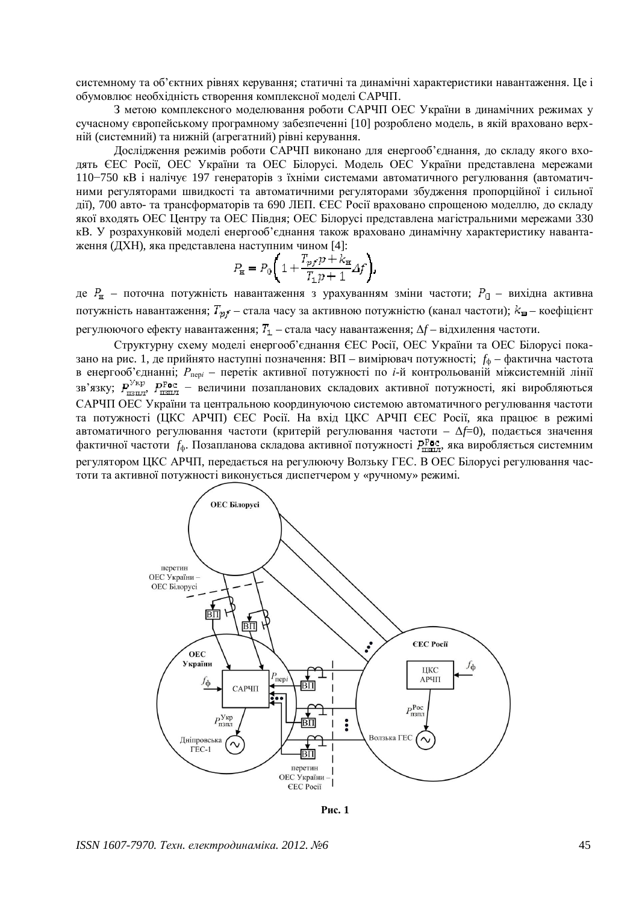системному та об'єктних рівнях керування; статичні та динамічні характеристики навантаження. Це і обумовлює необхідність створення комплексної моделі САРЧП.

З метою комплексного моделювання роботи САРЧП ОЕС України в динамічних режимах у сучасному європейському програмному забезпеченні [10] розроблено модель, в якій враховано верхній (системний) та нижній (агрегатний) рівні керування.

Дослідження режимів роботи САРЧП виконано для енергооб'єднання, до складу якого входять ЄЕС Росії, ОЕС України та ОЕС Білорусі. Модель ОЕС України представлена мережами 110−750 кВ і налічує 197 генераторів з їхніми системами автоматичного регулювання (автоматичними регуляторами швидкості та автоматичними регуляторами збудження пропорційної і сильної дії), 700 авто- та трансформаторів та 690 ЛЕП. ЄЕС Росії враховано спрощеною моделлю, до складу якої входять ОЕС Центру та ОЕС Півдня; ОЕС Білорусі представлена магістральними мережами 330 кВ. У розрахунковій моделі енергооб'єднання також враховано динамічну характеристику навантаження (ДХН), яка представлена наступним чином [4]:

$$P_{н} = P_0\left(1 + \frac{T_{pf}p + k_{н}}{T_1 p + 1}\Delta f\right),$$

де $P_{н}$ – поточна потужність навантаження з урахуванням зміни частоти; $P_0$ – вихідна активна потужність навантаження; $T_{pf}$ – стала часу за активною потужністю (канал частоти); $k_{н}$ – коефіцієнт регулюючого ефекту навантаження; $T_1$ – стала часу навантаження; $\Delta f$ – відхилення частоти.

Структурну схему моделі енергооб'єднання ЄЕС Росії, ОЕС України та ОЕС Білорусі показано на рис. 1, де прийнято наступні позначення: ВП – вимірювач потужності; $f_{ф}$ – фактична частота в енергооб'єднанні; $P_{пер\,i}$ – перетік активної потужності по *i*-й контрольованій міжсистемній лінії зв'язку; $P^{Укр}_{пзпл}$, $P^{Рос}_{пзпл}$ – величини позапланових складових активної потужності, які виробляються САРЧП ОЕС України та центральною координуючою системою автоматичного регулювання частоти та потужності (ЦКС АРЧП) ЄЕС Росії. На вхід ЦКС АРЧП ЄЕС Росії, яка працює в режимі автоматичного регулювання частоти (критерій регулювання частоти – $\Delta f$=0), подається значення фактичної частоти $f_{ф}$. Позапланова складова активної потужності $P^{Рос}_{пзпл}$, яка виробляється системним регулятором ЦКС АРЧП, передається на регулюючу Волзьку ГЕС. В ОЕС Білорусі регулювання частоти та активної потужності виконується диспетчером у «ручному» режимі.

**Рис. 1**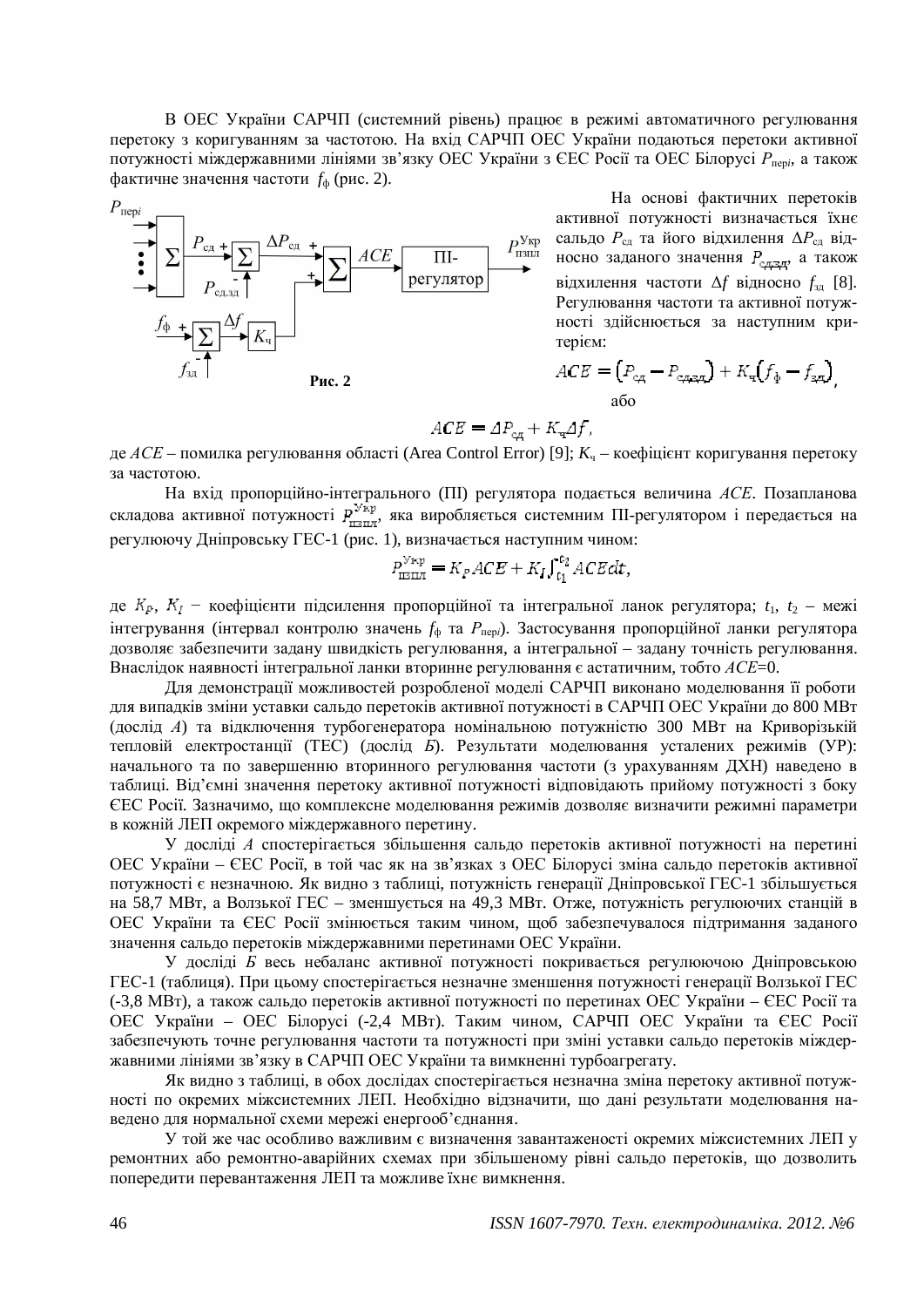В ОЕС України САРЧП (системний рівень) працює в режимі автоматичного регулювання перетоку з коригуванням за частотою. На вхід САРЧП ОЕС України подаються перетоки активної потужності міждержавними лініями зв'язку ОЕС України з ЄЕС Росії та ОЕС Білорусі $P_{\text{пер}i}$, а також фактичне значення частоти $f_{\text{ф}}$ (рис. 2).

**Рис. 2**

На основі фактичних перетоків активної потужності визначається їхнє сальдо $P_{\text{сд}}$ та його відхилення $\Delta P_{\text{сд}}$ відносно заданого значення $P_{\text{сд.зд}}$, а також відхилення частоти $\Delta f$ відносно $f_{\text{зд}}$ [8]. Регулювання частоти та активної потужності здійснюється за наступним критерієм:

$$ACE = \left(P_{\text{сд}} - P_{\text{сд.зд}}\right) + K_{\text{ч}}\left(f_{\text{ф}} - f_{\text{зд}}\right),$$

або

$$ACE = \Delta P_{\text{сд}} + K_{\text{ч}}\Delta f,$$

де $ACE$ – помилка регулювання області (Area Control Error) [9]; $K_{\text{ч}}$ – коефіцієнт коригування перетоку за частотою.

На вхід пропорційно-інтегрального (ПІ) регулятора подається величина $ACE$. Позапланова складова активної потужності $P_{\text{пзпл}}^{\text{Укр}}$, яка виробляється системним ПІ-регулятором і передається на регулюючу Дніпровську ГЕС-1 (рис. 1), визначається наступним чином:

$$P_{\text{пзпл}}^{\text{Укр}} = K_P ACE + K_I \int_{t_1}^{t_2} ACE dt,$$

де $K_P$, $K_I$ – коефіцієнти підсилення пропорційної та інтегральної ланок регулятора; $t_1$, $t_2$ – межі інтегрування (інтервал контролю значень $f_{\text{ф}}$ та $P_{\text{пер}i}$). Застосування пропорційної ланки регулятора дозволяє забезпечити задану швидкість регулювання, а інтегральної – задану точність регулювання. Внаслідок наявності інтегральної ланки вторинне регулювання є астатичним, тобто $ACE$=0.

Для демонстрації можливостей розробленої моделі САРЧП виконано моделювання її роботи для випадків зміни уставки сальдо перетоків активної потужності в САРЧП ОЕС України до 800 МВт (дослід *А*) та відключення турбогенератора номінальною потужністю 300 МВт на Криворізькій тепловій електростанції (ТЕС) (дослід *Б*). Результати моделювання усталених режимів (УР): начального та по завершенню вторинного регулювання частоти (з урахуванням ДХН) наведено в таблиці. Від'ємні значення перетоку активної потужності відповідають прийому потужності з боку ЄЕС Росії. Зазначимо, що комплексне моделювання режимів дозволяє визначити режимні параметри в кожній ЛЕП окремого міждержавного перетину.

У досліді *А* спостерігається збільшення сальдо перетоків активної потужності на перетині ОЕС України – ЄЕС Росії, в той час як на зв'язках з ОЕС Білорусі зміна сальдо перетоків активної потужності є незначною. Як видно з таблиці, потужність генерації Дніпровської ГЕС-1 збільшується на 58,7 МВт, а Волзької ГЕС – зменшується на 49,3 МВт. Отже, потужність регулюючих станцій в ОЕС України та ЄЕС Росії змінюється таким чином, щоб забезпечувалося підтримання заданого значення сальдо перетоків міждержавними перетинами ОЕС України.

У досліді *Б* весь небаланс активної потужності покривається регулюючою Дніпровською ГЕС-1 (таблиця). При цьому спостерігається незначне зменшення потужності генерації Волзької ГЕС (-3,8 МВт), а також сальдо перетоків активної потужності по перетинах ОЕС України – ЄЕС Росії та ОЕС України – ОЕС Білорусі (-2,4 МВт). Таким чином, САРЧП ОЕС України та ЄЕС Росії забезпечують точне регулювання частоти та потужності при зміні уставки сальдо перетоків міждержавними лініями зв'язку в САРЧП ОЕС України та вимкненні турбоагрегату.

Як видно з таблиці, в обох дослідах спостерігається незначна зміна перетоку активної потужності по окремих міжсистемних ЛЕП. Необхідно відзначити, що дані результати моделювання наведено для нормальної схеми мережі енергооб'єднання.

У той же час особливо важливим є визначення завантаженості окремих міжсистемних ЛЕП у ремонтних або ремонтно-аварійних схемах при збільшеному рівні сальдо перетоків, що дозволить попередити перевантаження ЛЕП та можливе їхнє вимкнення.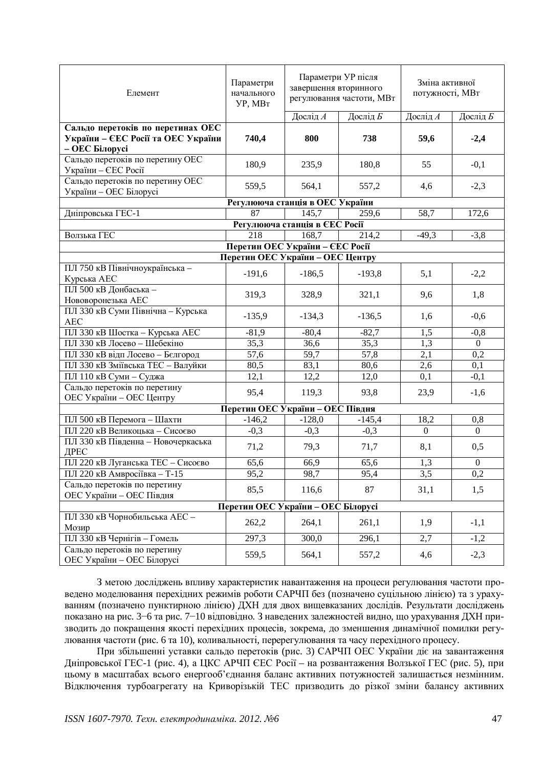| Елемент | Параметри начального УР, МВт | Параметри УР після завершення вторинного регулювання частоти, МВт | | Зміна активної потужності, МВт | |
|---|---|---|---|---|---|
| | | Дослід *А* | Дослід *Б* | Дослід *А* | Дослід *Б* |
| **Сальдо перетоків по перетинах ОЕС України – ЄЕС Росії та ОЕС України – ОЕС Білорусі** | **740,4** | **800** | **738** | **59,6** | **-2,4** |
| Сальдо перетоків по перетину ОЕС України – ЄЕС Росії | 180,9 | 235,9 | 180,8 | 55 | -0,1 |
| Сальдо перетоків по перетину ОЕС України – ОЕС Білорусі | 559,5 | 564,1 | 557,2 | 4,6 | -2,3 |
| **Регулююча станція в ОЕС України** | | | | | |
| Дніпровська ГЕС-1 | 87 | 145,7 | 259,6 | 58,7 | 172,6 |
| **Регулююча станція в ЄЕС Росії** | | | | | |
| Волзька ГЕС | 218 | 168,7 | 214,2 | -49,3 | -3,8 |
| **Перетин ОЕС України – ЄЕС Росії** | | | | | |
| **Перетин ОЕС України – ОЕС Центру** | | | | | |
| ПЛ 750 кВ Північноукраїнська – Курська АЕС | -191,6 | -186,5 | -193,8 | 5,1 | -2,2 |
| ПЛ 500 кВ Донбаська – Нововоронезька АЕС | 319,3 | 328,9 | 321,1 | 9,6 | 1,8 |
| ПЛ 330 кВ Суми Північна – Курська АЕС | -135,9 | -134,3 | -136,5 | 1,6 | -0,6 |
| ПЛ 330 кВ Шостка – Курська АЕС | -81,9 | -80,4 | -82,7 | 1,5 | -0,8 |
| ПЛ 330 кВ Лосево – Шебекіно | 35,3 | 36,6 | 35,3 | 1,3 | 0 |
| ПЛ 330 кВ відп Лосево – Бєлгород | 57,6 | 59,7 | 57,8 | 2,1 | 0,2 |
| ПЛ 330 кВ Зміївська ТЕС – Валуйки | 80,5 | 83,1 | 80,6 | 2,6 | 0,1 |
| ПЛ 110 кВ Суми – Суджа | 12,1 | 12,2 | 12,0 | 0,1 | -0,1 |
| Сальдо перетоків по перетину ОЕС України – ОЕС Центру | 95,4 | 119,3 | 93,8 | 23,9 | -1,6 |
| **Перетин ОЕС України – ОЕС Півдня** | | | | | |
| ПЛ 500 кВ Перемога – Шахти | -146,2 | -128,0 | -145,4 | 18,2 | 0,8 |
| ПЛ 220 кВ Великоцька – Сисоєво | -0,3 | -0,3 | -0,3 | 0 | 0 |
| ПЛ 330 кВ Південна – Новочеркаська ДРЕС | 71,2 | 79,3 | 71,7 | 8,1 | 0,5 |
| ПЛ 220 кВ Луганська ТЕС – Сисоєво | 65,6 | 66,9 | 65,6 | 1,3 | 0 |
| ПЛ 220 кВ Амвросіївка – Т-15 | 95,2 | 98,7 | 95,4 | 3,5 | 0,2 |
| Сальдо перетоків по перетину ОЕС України – ОЕС Півдня | 85,5 | 116,6 | 87 | 31,1 | 1,5 |
| **Перетин ОЕС України – ОЕС Білорусі** | | | | | |
| ПЛ 330 кВ Чорнобильська АЕС – Мозир | 262,2 | 264,1 | 261,1 | 1,9 | -1,1 |
| ПЛ 330 кВ Чернігів – Гомель | 297,3 | 300,0 | 296,1 | 2,7 | -1,2 |
| Сальдо перетоків по перетину ОЕС України – ОЕС Білорусі | 559,5 | 564,1 | 557,2 | 4,6 | -2,3 |

З метою досліджень впливу характеристик навантаження на процеси регулювання частоти проведено моделювання перехідних режимів роботи САРЧП без (позначено суцільною лінією) та з урахуванням (позначено пунктирною лінією) ДХН для двох вищевказаних дослідів. Результати досліджень показано на рис. 3−6 та рис. 7−10 відповідно. З наведених залежностей видно, що урахування ДХН призводить до покращення якості перехідних процесів, зокрема, до зменшення динамічної помилки регулювання частоти (рис. 6 та 10), коливальності, перерегулювання та часу перехідного процесу.

При збільшенні уставки сальдо перетоків (рис. 3) САРЧП ОЕС України діє на завантаження Дніпровської ГЕС-1 (рис. 4), а ЦКС АРЧП ЄЕС Росії – на розвантаження Волзької ГЕС (рис. 5), при цьому в масштабах всього енергооб'єднання баланс активних потужностей залишається незмінним. Відключення турбоагрегату на Криворізькій ТЕС призводить до різкої зміни балансу активних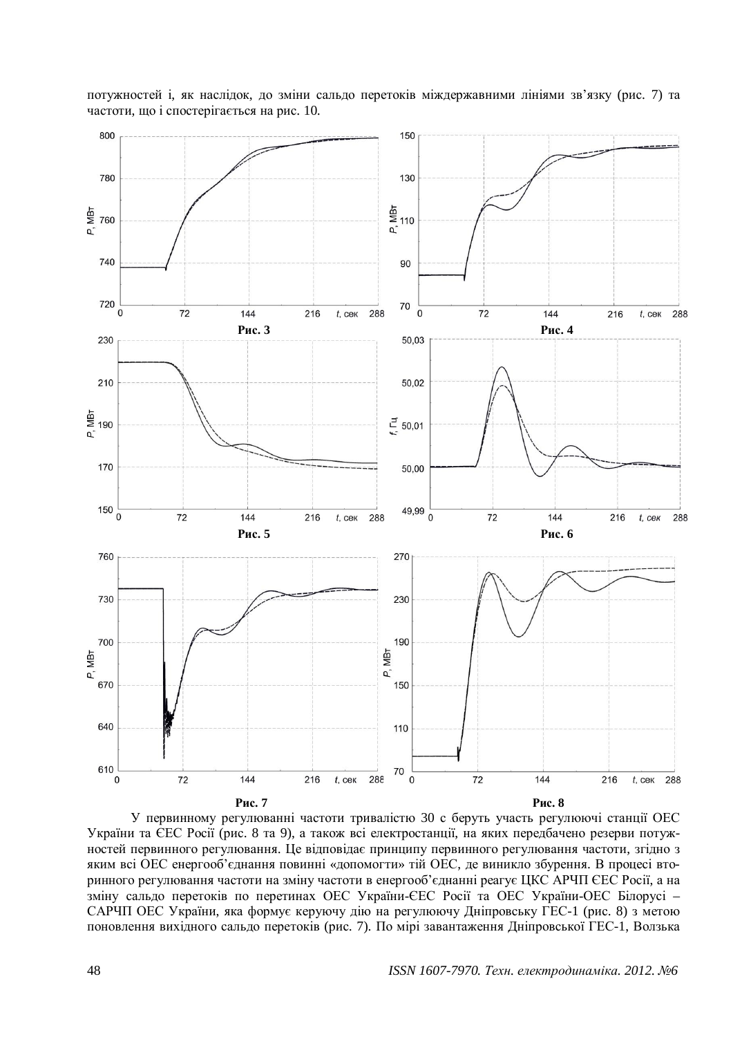потужностей і, як наслідок, до зміни сальдо перетоків міждержавними лініями зв'язку (рис. 7) та частоти, що і спостерігається на рис. 10.

Рис. 3

Рис. 4

Рис. 5

Рис. 6

Рис. 7

Рис. 8

У первинному регулюванні частоти тривалістю 30 с беруть участь регулюючі станції ОЕС України та ЄЕС Росії (рис. 8 та 9), а також всі електростанції, на яких передбачено резерви потужностей первинного регулювання. Це відповідає принципу первинного регулювання частоти, згідно з яким всі ОЕС енергооб'єднання повинні «допомогти» тій ОЕС, де виникло збурення. В процесі вторинного регулювання частоти на зміну частоти в енергооб'єднанні реагує ЦКС АРЧП ЄЕС Росії, а на зміну сальдо перетоків по перетинах ОЕС України-ЄЕС Росії та ОЕС України-ОЕС Білорусі – САРЧП ОЕС України, яка формує керуючу дію на регулюючу Дніпровську ГЕС-1 (рис. 8) з метою поновлення вихідного сальдо перетоків (рис. 7). По мірі завантаження Дніпровської ГЕС-1, Волзька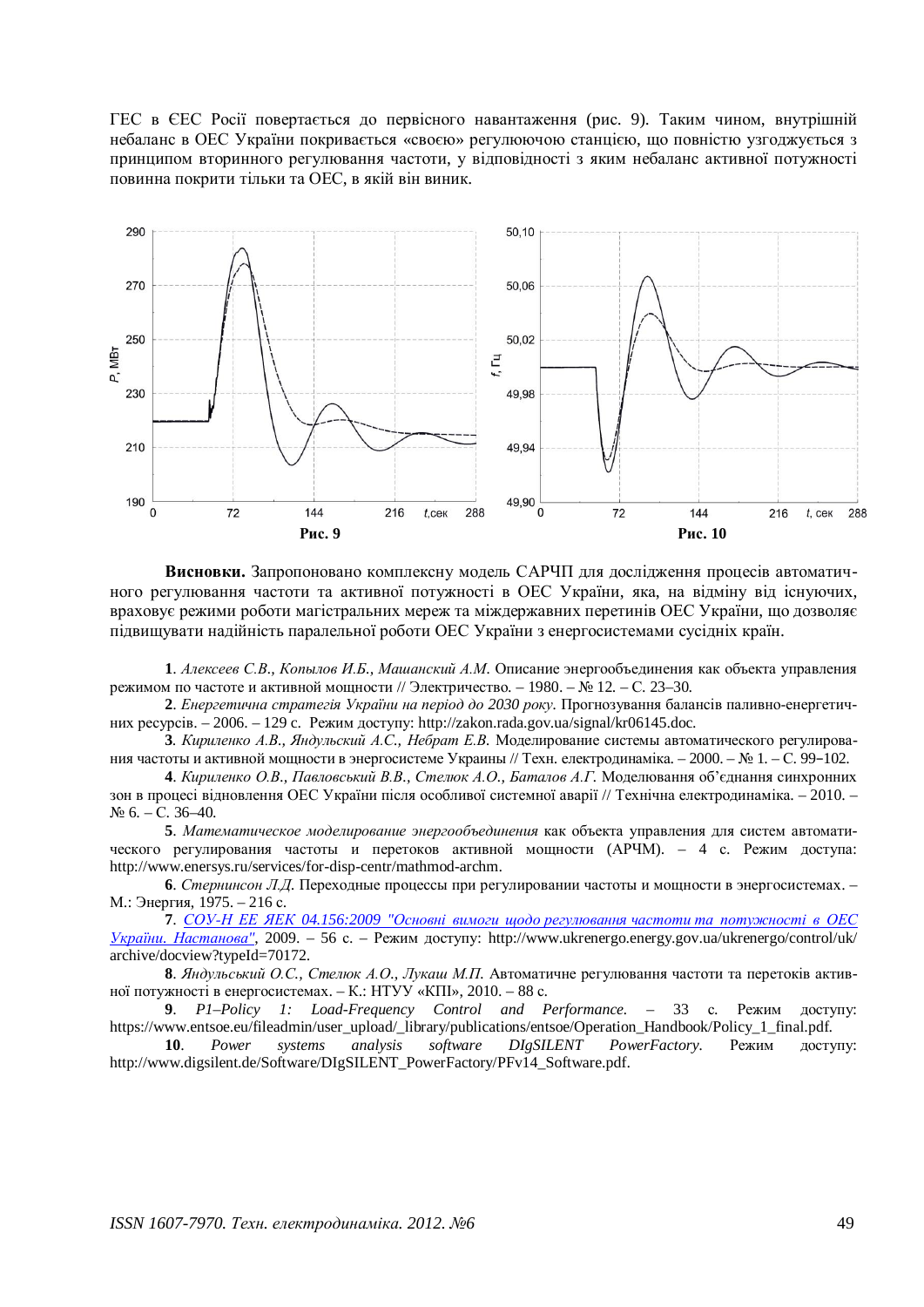ГЕС в ЄЕС Росії повертається до первісного навантаження (рис. 9). Таким чином, внутрішній небаланс в ОЕС України покривається «своєю» регулюючою станцією, що повністю узгоджується з принципом вторинного регулювання частоти, у відповідності з яким небаланс активної потужності повинна покрити тільки та ОЕС, в якій він виник.

**Рис. 9**

**Рис. 10**

**Висновки.** Запропоновано комплексну модель САРЧП для дослідження процесів автоматичного регулювання частоти та активної потужності в ОЕС України, яка, на відміну від існуючих, враховує режими роботи магістральних мереж та міждержавних перетинів ОЕС України, що дозволяє підвищувати надійність паралельної роботи ОЕС України з енергосистемами сусідніх країн.

**1**. *Алексеев С.В., Копылов И.Б., Машанский А.М.* Описание энергообъединения как объекта управления режимом по частоте и активной мощности // Электричество. – 1980. – № 12. – С. 23–30.

**2**. *Енергетична стратегія України на період до 2030 року*. Прогнозування балансів паливно-енергетичних ресурсів. – 2006. – 129 с. Режим доступу: http://zakon.rada.gov.ua/signal/kr06145.doc.

**3**. *Кириленко А.В., Яндульский А.С., Небрат Е.В.* Моделирование системы автоматического регулирования частоты и активной мощности в энергосистеме Украины // Техн. електродинаміка. – 2000. – № 1. – С. 99−102.

**4**. *Кириленко О.В., Павловський В.В., Стелюк А.О., Баталов А.Г.* Моделювання об'єднання синхронних зон в процесі відновлення ОЕС України після особливої системної аварії // Технічна електродинаміка. – 2010. – № 6. – С. 36–40.

**5**. *Математическое моделирование энергообъединения* как объекта управления для систем автоматического регулирования частоты и перетоков активной мощности (АРЧМ). – 4 с. Режим доступа: http://www.enersys.ru/services/for-disp-centr/mathmod-archm.

**6**. *Стернинсон Л.Д.* Переходные процессы при регулировании частоты и мощности в энергосистемах. – М.: Энергия, 1975. – 216 с.

**7**. *СОУ-Н ЕЕ ЯЕК 04.156:2009 "Основні вимоги щодо регулювання частоти та потужності в ОЕС України. Настанова"*, 2009. – 56 с. – Режим доступу: http://www.ukrenergo.energy.gov.ua/ukrenergo/control/uk/archive/docview?typeId=70172.

**8**. *Яндульський О.С., Стелюк А.О., Лукаш М.П.* Автоматичне регулювання частоти та перетоків активної потужності в енергосистемах. – К.: НТУУ «КПІ», 2010. – 88 с.

**9**. *P1–Policy 1: Load-Frequency Control and Performance*. – 33 с. Режим доступу: https://www.entsoe.eu/fileadmin/user_upload/_library/publications/entsoe/Operation_Handbook/Policy_1_final.pdf.

**10**. *Power systems analysis software DIgSILENT PowerFactory.* Режим доступу: http://www.digsilent.de/Software/DIgSILENT_PowerFactory/PFv14_Software.pdf.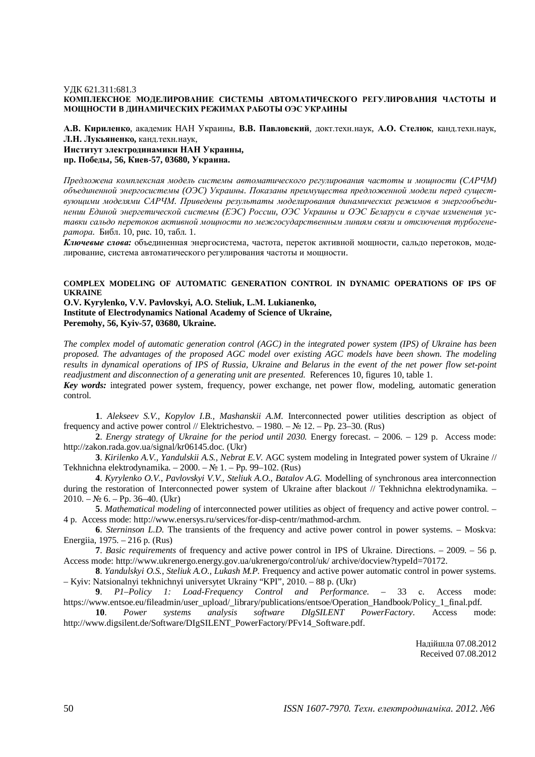УДК 621.311:681.3

**КОМПЛЕКСНОЕ МОДЕЛИРОВАНИЕ СИСТЕМЫ АВТОМАТИЧЕСКОГО РЕГУЛИРОВАНИЯ ЧАСТОТЫ И МОЩНОСТИ В ДИНАМИЧЕСКИХ РЕЖИМАХ РАБОТЫ ОЭС УКРАИНЫ**

**А.В. Кириленко**, академик НАН Украины, **В.В. Павловский**, докт.техн.наук, **А.О. Стелюк**, канд.техн.наук, **Л.Н. Лукьяненко,** канд.техн.наук,
**Институт электродинамики НАН Украины,**
**пр. Победы, 56, Киев-57, 03680, Украина.**

*Предложена комплексная модель системы автоматического регулирования частоты и мощности (САРЧМ) объединенной энергосистемы (ОЭС) Украины. Показаны преимущества предложенной модели перед существующими моделями САРЧМ. Приведены результаты моделирования динамических режимов в энергообъединении Единой энергетической системы (ЕЭС) России, ОЭС Украины и ОЭС Беларуси в случае изменения уставки сальдо перетоков активной мощности по межгосударственным линиям связи и отключения турбогенератора.* Библ. 10, рис. 10, табл. 1.

***Ключевые слова:*** объединенная энергосистема, частота, переток активной мощности, сальдо перетоков, моделирование, система автоматического регулирования частоты и мощности.

**COMPLEX MODELING OF AUTOMATIC GENERATION CONTROL IN DYNAMIC OPERATIONS OF IPS OF UKRAINE**

**O.V. Kyrylenko, V.V. Pavlovskyi, A.O. Steliuk, L.M. Lukianenko,**
**Institute of Electrodynamics National Academy of Science of Ukraine,**
**Peremohy, 56, Kyiv-57, 03680, Ukraine.**

*The complex model of automatic generation control (AGC) in the integrated power system (IPS) of Ukraine has been proposed. The advantages of the proposed AGC model over existing AGC models have been shown. The modeling results in dynamical operations of IPS of Russia, Ukraine and Belarus in the event of the net power flow set-point readjustment and disconnection of a generating unit are presented.* References 10, figures 10, table 1.

***Key words:*** integrated power system, frequency, power exchange, net power flow, modeling, automatic generation control.

**1**. *Alekseev S.V., Kopylov I.B., Mashanskii A.M.* Interconnected power utilities description as object of frequency and active power control // Elektrichestvo. – 1980. – № 12. – Pp. 23–30. (Rus)

**2**. *Energy strategy of Ukraine for the period until 2030.* Energy forecast. – 2006. – 129 p. Access mode: http://zakon.rada.gov.ua/signal/kr06145.doc. (Ukr)

**3**. *Kirilenko A.V., Yandulskii A.S., Nebrat E.V.* AGC system modeling in Integrated power system of Ukraine // Tekhnichna elektrodynamika. – 2000. – № 1. – Pp. 99–102. (Rus)

**4**. *Kyrylenko O.V., Pavlovskyi V.V., Steliuk A.O., Batalov A.G.* Modelling of synchronous area interconnection during the restoration of Interconnected power system of Ukraine after blackout // Tekhnichna elektrodynamika. – 2010. – № 6. – Pp. 36–40. (Ukr)

**5**. *Mathematical modeling* of interconnected power utilities as object of frequency and active power control. – 4 p. Access mode: http://www.enersys.ru/services/for-disp-centr/mathmod-archm.

**6**. *Sterninson L.D.* The transients of the frequency and active power control in power systems. – Moskva: Energiia, 1975. – 216 p. (Rus)

**7**. *Basic requirements* of frequency and active power control in IPS of Ukraine. Directions. – 2009. – 56 p. Access mode: http://www.ukrenergo.energy.gov.ua/ukrenergo/control/uk/ archive/docview?typeId=70172.

**8**. *Yandulskyi O.S., Steliuk A.O., Lukash M.P.* Frequency and active power automatic control in power systems. – Kyiv: Natsionalnyi tekhnichnyi universytet Ukrainy "KPI", 2010. – 88 p. (Ukr)

**9**. *P1–Policy 1: Load-Frequency Control and Performance.* – 33 c. Access mode: https://www.entsoe.eu/fileadmin/user_upload/_library/publications/entsoe/Operation_Handbook/Policy_1_final.pdf.

**10**. *Power systems analysis software DIgSILENT PowerFactory*. Access mode: http://www.digsilent.de/Software/DIgSILENT_PowerFactory/PFv14_Software.pdf.

Надійшла 07.08.2012
Received 07.08.2012